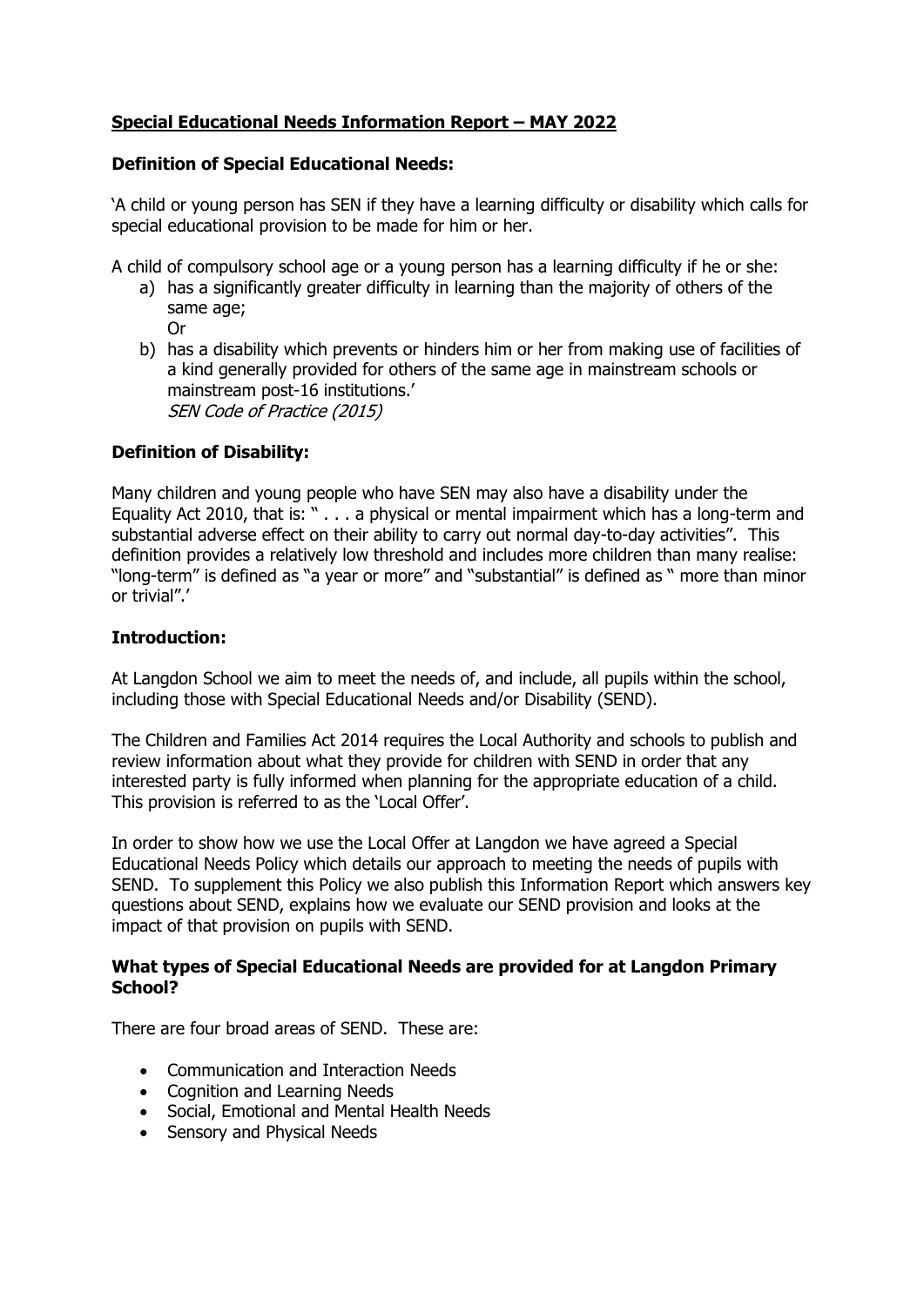# <u>Special Educational Needs Information Report – MAY 2022</u>

## Definition of Special Educational Needs:

'A child or young person has SEN if they have a learning difficulty or disability which calls for special educational provision to be made for him or her.

A child of compulsory school age or a young person has a learning difficulty if he or she:

a) has a significantly greater difficulty in learning than the majority of others of the same age;
   Or
b) has a disability which prevents or hinders him or her from making use of facilities of a kind generally provided for others of the same age in mainstream schools or mainstream post-16 institutions.'
   *SEN Code of Practice (2015)*

## Definition of Disability:

Many children and young people who have SEN may also have a disability under the Equality Act 2010, that is: " . . . a physical or mental impairment which has a long-term and substantial adverse effect on their ability to carry out normal day-to-day activities". This definition provides a relatively low threshold and includes more children than many realise: "long-term" is defined as "a year or more" and "substantial" is defined as " more than minor or trivial".'

## Introduction:

At Langdon School we aim to meet the needs of, and include, all pupils within the school, including those with Special Educational Needs and/or Disability (SEND).

The Children and Families Act 2014 requires the Local Authority and schools to publish and review information about what they provide for children with SEND in order that any interested party is fully informed when planning for the appropriate education of a child. This provision is referred to as the 'Local Offer'.

In order to show how we use the Local Offer at Langdon we have agreed a Special Educational Needs Policy which details our approach to meeting the needs of pupils with SEND. To supplement this Policy we also publish this Information Report which answers key questions about SEND, explains how we evaluate our SEND provision and looks at the impact of that provision on pupils with SEND.

## What types of Special Educational Needs are provided for at Langdon Primary School?

There are four broad areas of SEND. These are:

- Communication and Interaction Needs
- Cognition and Learning Needs
- Social, Emotional and Mental Health Needs
- Sensory and Physical Needs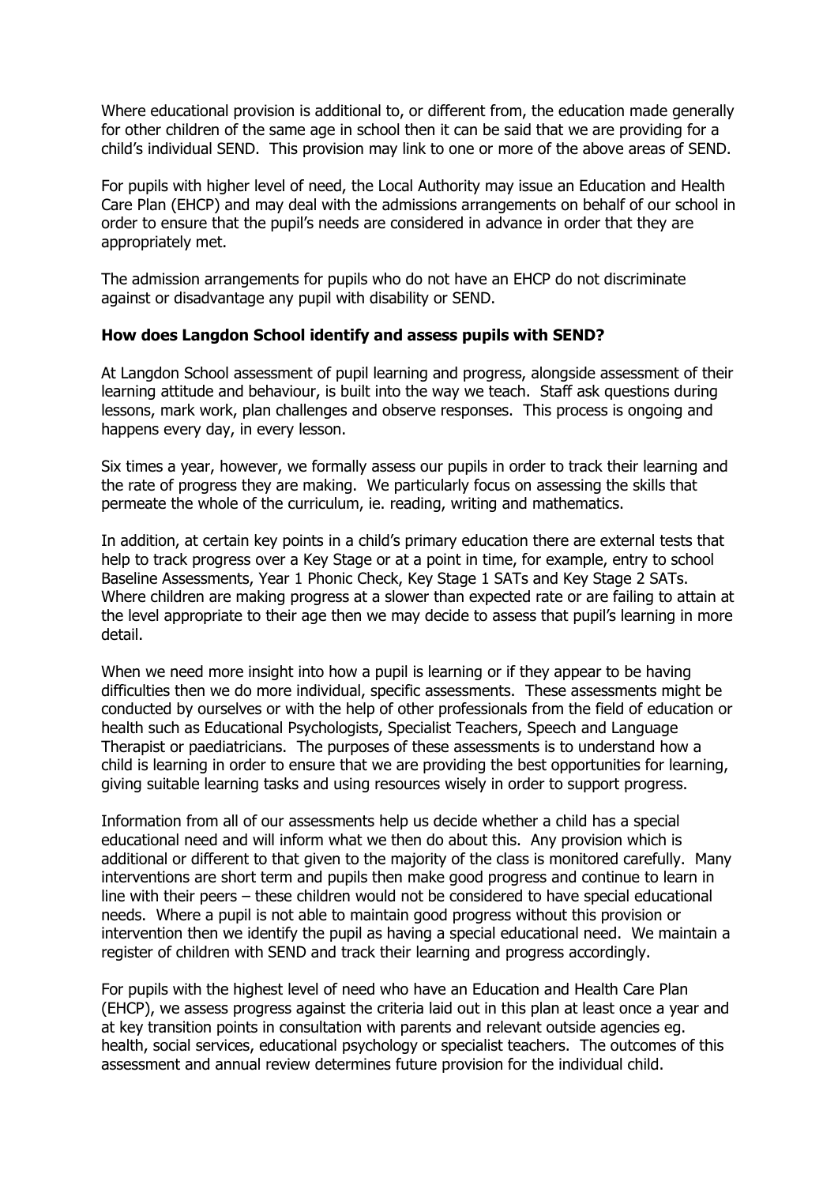Where educational provision is additional to, or different from, the education made generally for other children of the same age in school then it can be said that we are providing for a child's individual SEND. This provision may link to one or more of the above areas of SEND.

For pupils with higher level of need, the Local Authority may issue an Education and Health Care Plan (EHCP) and may deal with the admissions arrangements on behalf of our school in order to ensure that the pupil's needs are considered in advance in order that they are appropriately met.

The admission arrangements for pupils who do not have an EHCP do not discriminate against or disadvantage any pupil with disability or SEND.

**How does Langdon School identify and assess pupils with SEND?**

At Langdon School assessment of pupil learning and progress, alongside assessment of their learning attitude and behaviour, is built into the way we teach. Staff ask questions during lessons, mark work, plan challenges and observe responses. This process is ongoing and happens every day, in every lesson.

Six times a year, however, we formally assess our pupils in order to track their learning and the rate of progress they are making. We particularly focus on assessing the skills that permeate the whole of the curriculum, ie. reading, writing and mathematics.

In addition, at certain key points in a child's primary education there are external tests that help to track progress over a Key Stage or at a point in time, for example, entry to school Baseline Assessments, Year 1 Phonic Check, Key Stage 1 SATs and Key Stage 2 SATs. Where children are making progress at a slower than expected rate or are failing to attain at the level appropriate to their age then we may decide to assess that pupil's learning in more detail.

When we need more insight into how a pupil is learning or if they appear to be having difficulties then we do more individual, specific assessments. These assessments might be conducted by ourselves or with the help of other professionals from the field of education or health such as Educational Psychologists, Specialist Teachers, Speech and Language Therapist or paediatricians. The purposes of these assessments is to understand how a child is learning in order to ensure that we are providing the best opportunities for learning, giving suitable learning tasks and using resources wisely in order to support progress.

Information from all of our assessments help us decide whether a child has a special educational need and will inform what we then do about this. Any provision which is additional or different to that given to the majority of the class is monitored carefully. Many interventions are short term and pupils then make good progress and continue to learn in line with their peers – these children would not be considered to have special educational needs. Where a pupil is not able to maintain good progress without this provision or intervention then we identify the pupil as having a special educational need. We maintain a register of children with SEND and track their learning and progress accordingly.

For pupils with the highest level of need who have an Education and Health Care Plan (EHCP), we assess progress against the criteria laid out in this plan at least once a year and at key transition points in consultation with parents and relevant outside agencies eg. health, social services, educational psychology or specialist teachers. The outcomes of this assessment and annual review determines future provision for the individual child.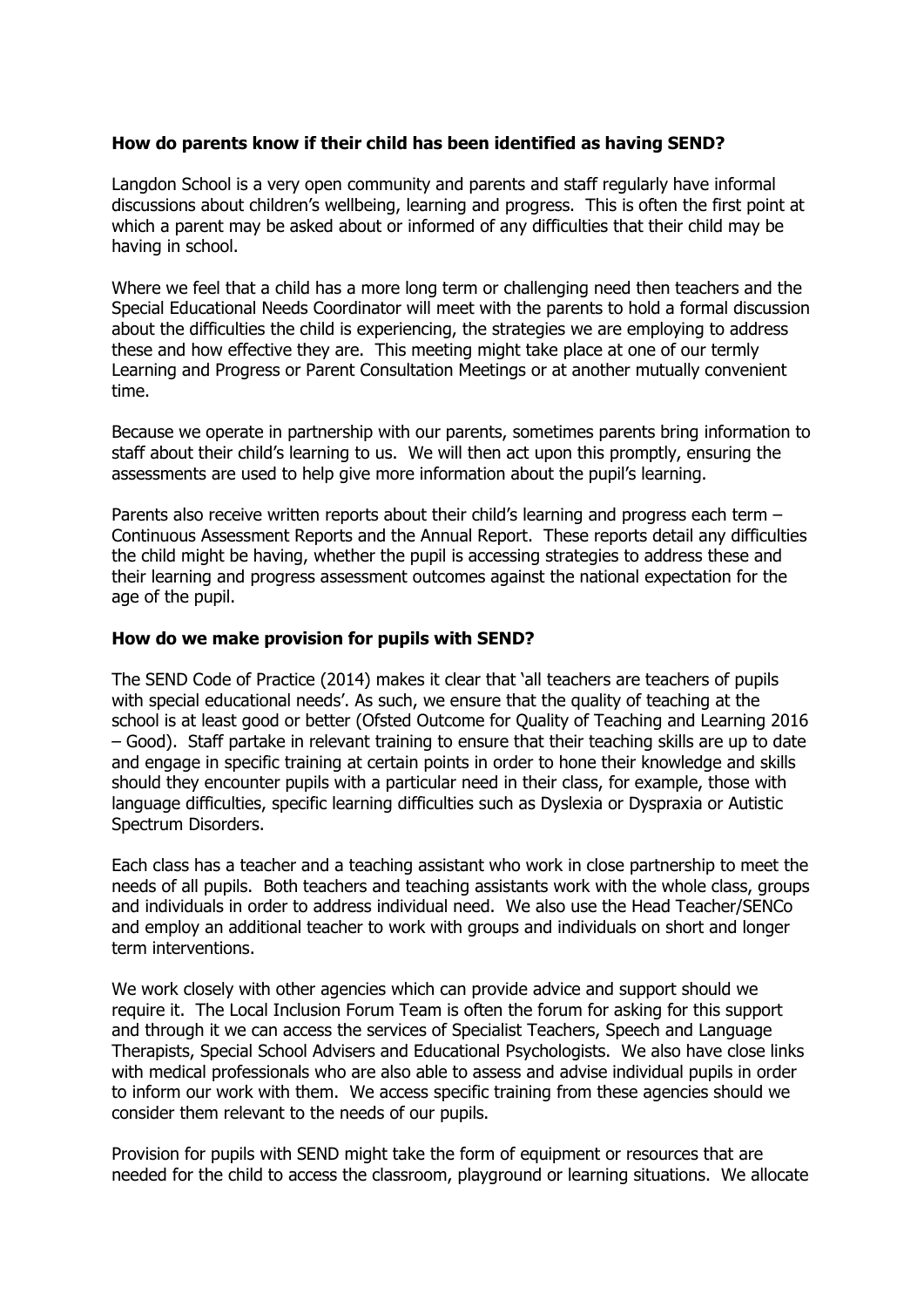**How do parents know if their child has been identified as having SEND?**

Langdon School is a very open community and parents and staff regularly have informal discussions about children's wellbeing, learning and progress. This is often the first point at which a parent may be asked about or informed of any difficulties that their child may be having in school.

Where we feel that a child has a more long term or challenging need then teachers and the Special Educational Needs Coordinator will meet with the parents to hold a formal discussion about the difficulties the child is experiencing, the strategies we are employing to address these and how effective they are. This meeting might take place at one of our termly Learning and Progress or Parent Consultation Meetings or at another mutually convenient time.

Because we operate in partnership with our parents, sometimes parents bring information to staff about their child's learning to us. We will then act upon this promptly, ensuring the assessments are used to help give more information about the pupil's learning.

Parents also receive written reports about their child's learning and progress each term – Continuous Assessment Reports and the Annual Report. These reports detail any difficulties the child might be having, whether the pupil is accessing strategies to address these and their learning and progress assessment outcomes against the national expectation for the age of the pupil.

**How do we make provision for pupils with SEND?**

The SEND Code of Practice (2014) makes it clear that 'all teachers are teachers of pupils with special educational needs'. As such, we ensure that the quality of teaching at the school is at least good or better (Ofsted Outcome for Quality of Teaching and Learning 2016 – Good). Staff partake in relevant training to ensure that their teaching skills are up to date and engage in specific training at certain points in order to hone their knowledge and skills should they encounter pupils with a particular need in their class, for example, those with language difficulties, specific learning difficulties such as Dyslexia or Dyspraxia or Autistic Spectrum Disorders.

Each class has a teacher and a teaching assistant who work in close partnership to meet the needs of all pupils. Both teachers and teaching assistants work with the whole class, groups and individuals in order to address individual need. We also use the Head Teacher/SENCo and employ an additional teacher to work with groups and individuals on short and longer term interventions.

We work closely with other agencies which can provide advice and support should we require it. The Local Inclusion Forum Team is often the forum for asking for this support and through it we can access the services of Specialist Teachers, Speech and Language Therapists, Special School Advisers and Educational Psychologists. We also have close links with medical professionals who are also able to assess and advise individual pupils in order to inform our work with them. We access specific training from these agencies should we consider them relevant to the needs of our pupils.

Provision for pupils with SEND might take the form of equipment or resources that are needed for the child to access the classroom, playground or learning situations. We allocate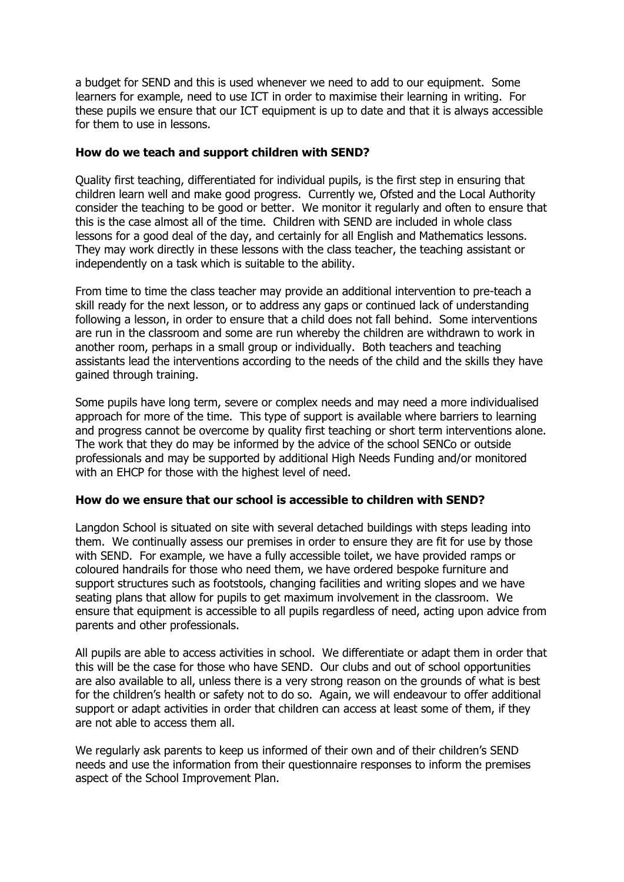a budget for SEND and this is used whenever we need to add to our equipment. Some learners for example, need to use ICT in order to maximise their learning in writing. For these pupils we ensure that our ICT equipment is up to date and that it is always accessible for them to use in lessons.

**How do we teach and support children with SEND?**

Quality first teaching, differentiated for individual pupils, is the first step in ensuring that children learn well and make good progress. Currently we, Ofsted and the Local Authority consider the teaching to be good or better. We monitor it regularly and often to ensure that this is the case almost all of the time. Children with SEND are included in whole class lessons for a good deal of the day, and certainly for all English and Mathematics lessons. They may work directly in these lessons with the class teacher, the teaching assistant or independently on a task which is suitable to the ability.

From time to time the class teacher may provide an additional intervention to pre-teach a skill ready for the next lesson, or to address any gaps or continued lack of understanding following a lesson, in order to ensure that a child does not fall behind. Some interventions are run in the classroom and some are run whereby the children are withdrawn to work in another room, perhaps in a small group or individually. Both teachers and teaching assistants lead the interventions according to the needs of the child and the skills they have gained through training.

Some pupils have long term, severe or complex needs and may need a more individualised approach for more of the time. This type of support is available where barriers to learning and progress cannot be overcome by quality first teaching or short term interventions alone. The work that they do may be informed by the advice of the school SENCo or outside professionals and may be supported by additional High Needs Funding and/or monitored with an EHCP for those with the highest level of need.

**How do we ensure that our school is accessible to children with SEND?**

Langdon School is situated on site with several detached buildings with steps leading into them. We continually assess our premises in order to ensure they are fit for use by those with SEND. For example, we have a fully accessible toilet, we have provided ramps or coloured handrails for those who need them, we have ordered bespoke furniture and support structures such as footstools, changing facilities and writing slopes and we have seating plans that allow for pupils to get maximum involvement in the classroom. We ensure that equipment is accessible to all pupils regardless of need, acting upon advice from parents and other professionals.

All pupils are able to access activities in school. We differentiate or adapt them in order that this will be the case for those who have SEND. Our clubs and out of school opportunities are also available to all, unless there is a very strong reason on the grounds of what is best for the children's health or safety not to do so. Again, we will endeavour to offer additional support or adapt activities in order that children can access at least some of them, if they are not able to access them all.

We regularly ask parents to keep us informed of their own and of their children's SEND needs and use the information from their questionnaire responses to inform the premises aspect of the School Improvement Plan.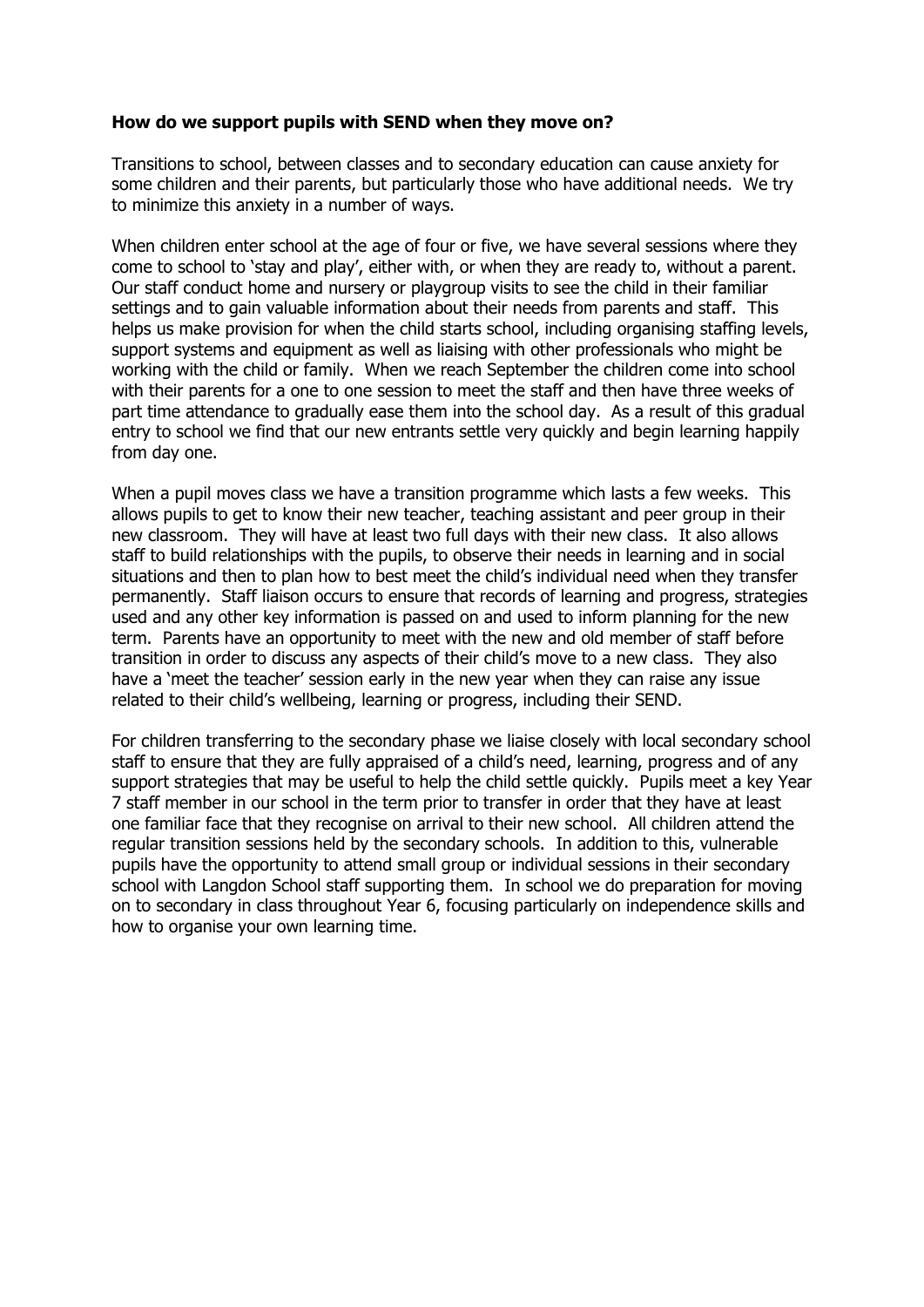**How do we support pupils with SEND when they move on?**

Transitions to school, between classes and to secondary education can cause anxiety for some children and their parents, but particularly those who have additional needs. We try to minimize this anxiety in a number of ways.

When children enter school at the age of four or five, we have several sessions where they come to school to 'stay and play', either with, or when they are ready to, without a parent. Our staff conduct home and nursery or playgroup visits to see the child in their familiar settings and to gain valuable information about their needs from parents and staff. This helps us make provision for when the child starts school, including organising staffing levels, support systems and equipment as well as liaising with other professionals who might be working with the child or family. When we reach September the children come into school with their parents for a one to one session to meet the staff and then have three weeks of part time attendance to gradually ease them into the school day. As a result of this gradual entry to school we find that our new entrants settle very quickly and begin learning happily from day one.

When a pupil moves class we have a transition programme which lasts a few weeks. This allows pupils to get to know their new teacher, teaching assistant and peer group in their new classroom. They will have at least two full days with their new class. It also allows staff to build relationships with the pupils, to observe their needs in learning and in social situations and then to plan how to best meet the child's individual need when they transfer permanently. Staff liaison occurs to ensure that records of learning and progress, strategies used and any other key information is passed on and used to inform planning for the new term. Parents have an opportunity to meet with the new and old member of staff before transition in order to discuss any aspects of their child's move to a new class. They also have a 'meet the teacher' session early in the new year when they can raise any issue related to their child's wellbeing, learning or progress, including their SEND.

For children transferring to the secondary phase we liaise closely with local secondary school staff to ensure that they are fully appraised of a child's need, learning, progress and of any support strategies that may be useful to help the child settle quickly. Pupils meet a key Year 7 staff member in our school in the term prior to transfer in order that they have at least one familiar face that they recognise on arrival to their new school. All children attend the regular transition sessions held by the secondary schools. In addition to this, vulnerable pupils have the opportunity to attend small group or individual sessions in their secondary school with Langdon School staff supporting them. In school we do preparation for moving on to secondary in class throughout Year 6, focusing particularly on independence skills and how to organise your own learning time.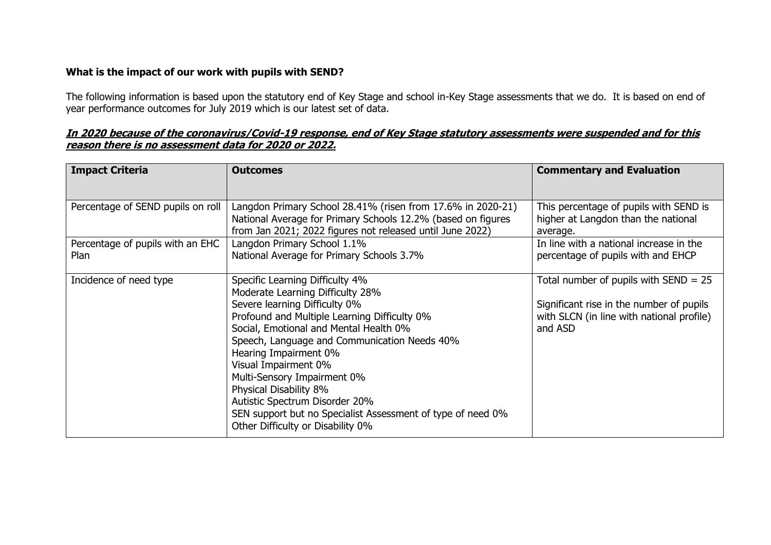**What is the impact of our work with pupils with SEND?**

The following information is based upon the statutory end of Key Stage and school in-Key Stage assessments that we do. It is based on end of year performance outcomes for July 2019 which is our latest set of data.

***<u>In 2020 because of the coronavirus/Covid-19 response, end of Key Stage statutory assessments were suspended and for this reason there is no assessment data for 2020 or 2022.</u>***

| **Impact Criteria** | **Outcomes** | **Commentary and Evaluation** |
|---|---|---|
| Percentage of SEND pupils on roll | Langdon Primary School 28.41% (risen from 17.6% in 2020-21)<br>National Average for Primary Schools 12.2% (based on figures from Jan 2021; 2022 figures not released until June 2022) | This percentage of pupils with SEND is higher at Langdon than the national average. |
| Percentage of pupils with an EHC Plan | Langdon Primary School 1.1%<br>National Average for Primary Schools 3.7% | In line with a national increase in the percentage of pupils with and EHCP |
| Incidence of need type | Specific Learning Difficulty 4%<br>Moderate Learning Difficulty 28%<br>Severe learning Difficulty 0%<br>Profound and Multiple Learning Difficulty 0%<br>Social, Emotional and Mental Health 0%<br>Speech, Language and Communication Needs 40%<br>Hearing Impairment 0%<br>Visual Impairment 0%<br>Multi-Sensory Impairment 0%<br>Physical Disability 8%<br>Autistic Spectrum Disorder 20%<br>SEN support but no Specialist Assessment of type of need 0%<br>Other Difficulty or Disability 0% | Total number of pupils with SEND = 25<br><br>Significant rise in the number of pupils with SLCN (in line with national profile) and ASD |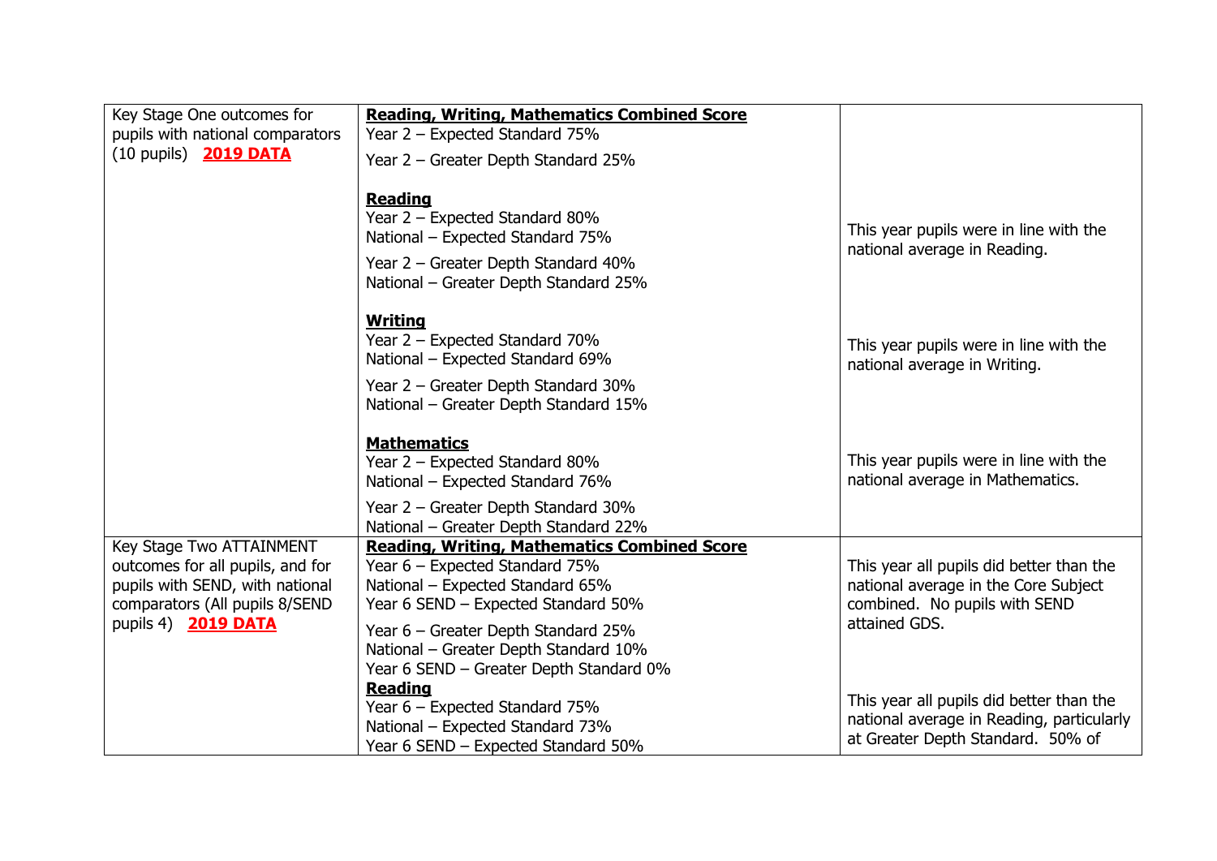| Key Stage One outcomes for pupils with national comparators (10 pupils) **2019 DATA** | **Reading, Writing, Mathematics Combined Score**<br>Year 2 – Expected Standard 75%<br>Year 2 – Greater Depth Standard 25% | |
|---|---|---|
| | **Reading**<br>Year 2 – Expected Standard 80%<br>National – Expected Standard 75%<br>Year 2 – Greater Depth Standard 40%<br>National – Greater Depth Standard 25% | This year pupils were in line with the national average in Reading. |
| | **Writing**<br>Year 2 – Expected Standard 70%<br>National – Expected Standard 69%<br>Year 2 – Greater Depth Standard 30%<br>National – Greater Depth Standard 15% | This year pupils were in line with the national average in Writing. |
| | **Mathematics**<br>Year 2 – Expected Standard 80%<br>National – Expected Standard 76%<br>Year 2 – Greater Depth Standard 30%<br>National – Greater Depth Standard 22% | This year pupils were in line with the national average in Mathematics. |
| Key Stage Two ATTAINMENT outcomes for all pupils, and for pupils with SEND, with national comparators (All pupils 8/SEND pupils 4) **2019 DATA** | **Reading, Writing, Mathematics Combined Score**<br>Year 6 – Expected Standard 75%<br>National – Expected Standard 65%<br>Year 6 SEND – Expected Standard 50%<br>Year 6 – Greater Depth Standard 25%<br>National – Greater Depth Standard 10%<br>Year 6 SEND – Greater Depth Standard 0% | This year all pupils did better than the national average in the Core Subject combined. No pupils with SEND attained GDS. |
| | **Reading**<br>Year 6 – Expected Standard 75%<br>National – Expected Standard 73%<br>Year 6 SEND – Expected Standard 50% | This year all pupils did better than the national average in Reading, particularly at Greater Depth Standard. 50% of |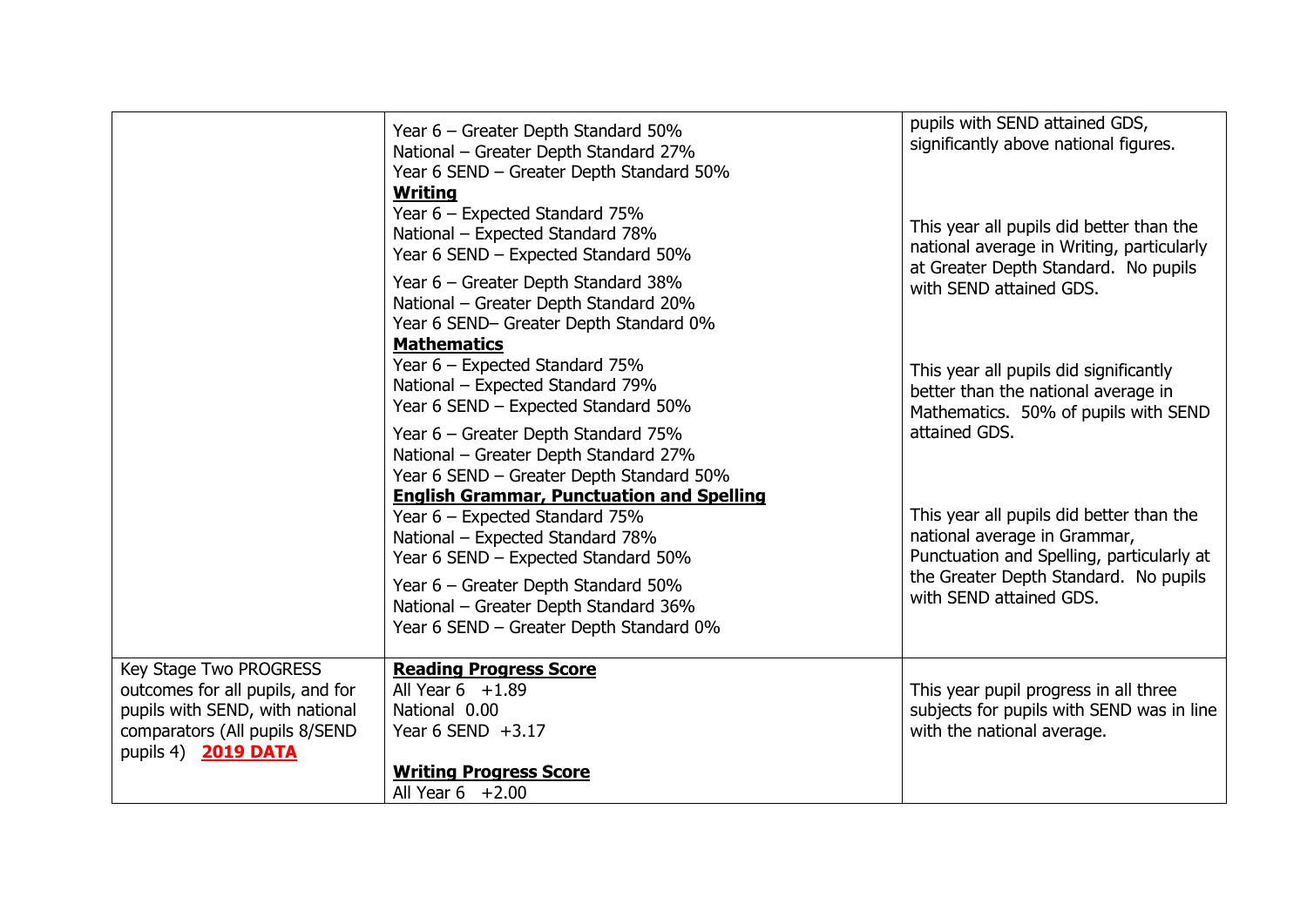| | | |
|---|---|---|
| | Year 6 – Greater Depth Standard 50%<br>National – Greater Depth Standard 27%<br>Year 6 SEND – Greater Depth Standard 50%<br>**Writing**<br>Year 6 – Expected Standard 75%<br>National – Expected Standard 78%<br>Year 6 SEND – Expected Standard 50%<br>Year 6 – Greater Depth Standard 38%<br>National – Greater Depth Standard 20%<br>Year 6 SEND– Greater Depth Standard 0%<br>**Mathematics**<br>Year 6 – Expected Standard 75%<br>National – Expected Standard 79%<br>Year 6 SEND – Expected Standard 50%<br>Year 6 – Greater Depth Standard 75%<br>National – Greater Depth Standard 27%<br>Year 6 SEND – Greater Depth Standard 50%<br>**English Grammar, Punctuation and Spelling**<br>Year 6 – Expected Standard 75%<br>National – Expected Standard 78%<br>Year 6 SEND – Expected Standard 50%<br>Year 6 – Greater Depth Standard 50%<br>National – Greater Depth Standard 36%<br>Year 6 SEND – Greater Depth Standard 0% | pupils with SEND attained GDS, significantly above national figures.<br><br>This year all pupils did better than the national average in Writing, particularly at Greater Depth Standard. No pupils with SEND attained GDS.<br><br>This year all pupils did significantly better than the national average in Mathematics. 50% of pupils with SEND attained GDS.<br><br>This year all pupils did better than the national average in Grammar, Punctuation and Spelling, particularly at the Greater Depth Standard. No pupils with SEND attained GDS. |
| Key Stage Two PROGRESS outcomes for all pupils, and for pupils with SEND, with national comparators (All pupils 8/SEND pupils 4) **2019 DATA** | **Reading Progress Score**<br>All Year 6 +1.89<br>National 0.00<br>Year 6 SEND +3.17<br><br>**Writing Progress Score**<br>All Year 6 +2.00 | This year pupil progress in all three subjects for pupils with SEND was in line with the national average. |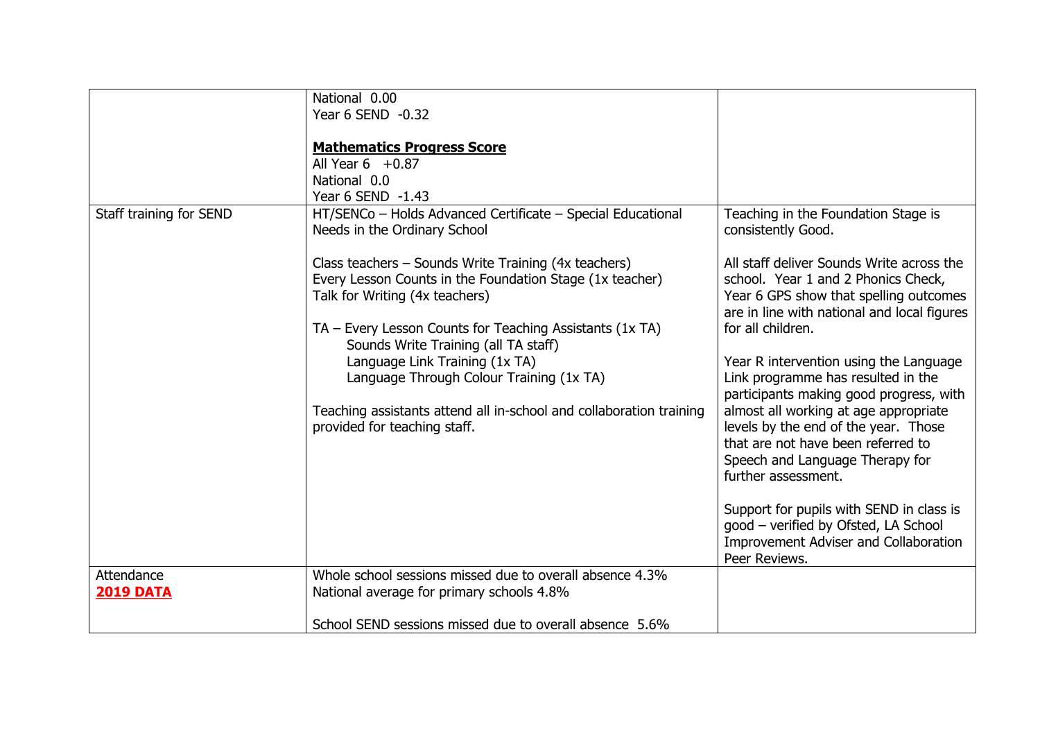| | | |
|---|---|---|
| | National 0.00<br>Year 6 SEND -0.32<br><br>**Mathematics Progress Score**<br>All Year 6 +0.87<br>National 0.0<br>Year 6 SEND -1.43 | |
| Staff training for SEND | HT/SENCo – Holds Advanced Certificate – Special Educational Needs in the Ordinary School<br><br>Class teachers – Sounds Write Training (4x teachers)<br>Every Lesson Counts in the Foundation Stage (1x teacher)<br>Talk for Writing (4x teachers)<br><br>TA – Every Lesson Counts for Teaching Assistants (1x TA)<br>Sounds Write Training (all TA staff)<br>Language Link Training (1x TA)<br>Language Through Colour Training (1x TA)<br><br>Teaching assistants attend all in-school and collaboration training provided for teaching staff. | Teaching in the Foundation Stage is consistently Good.<br><br>All staff deliver Sounds Write across the school. Year 1 and 2 Phonics Check, Year 6 GPS show that spelling outcomes are in line with national and local figures for all children.<br><br>Year R intervention using the Language Link programme has resulted in the participants making good progress, with almost all working at age appropriate levels by the end of the year. Those that are not have been referred to Speech and Language Therapy for further assessment.<br><br>Support for pupils with SEND in class is good – verified by Ofsted, LA School Improvement Adviser and Collaboration Peer Reviews. |
| Attendance<br>**2019 DATA** | Whole school sessions missed due to overall absence 4.3%<br>National average for primary schools 4.8%<br><br>School SEND sessions missed due to overall absence 5.6% | |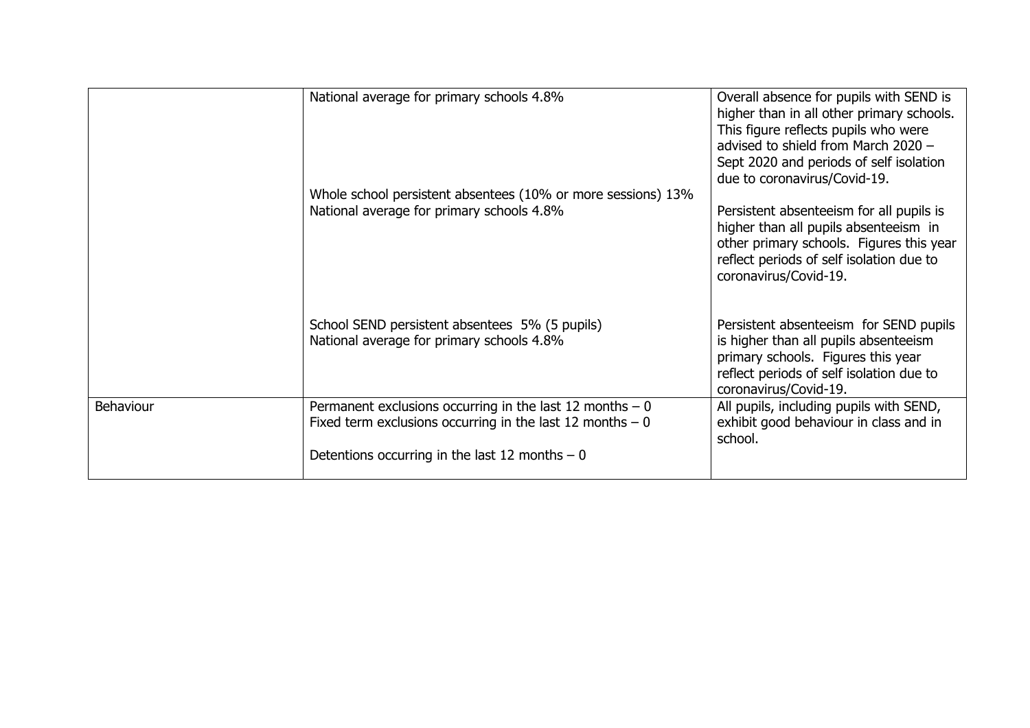| | | |
|---|---|---|
| | National average for primary schools 4.8% | Overall absence for pupils with SEND is higher than in all other primary schools. This figure reflects pupils who were advised to shield from March 2020 – Sept 2020 and periods of self isolation due to coronavirus/Covid-19. |
| | Whole school persistent absentees (10% or more sessions) 13%<br>National average for primary schools 4.8% | Persistent absenteeism for all pupils is higher than all pupils absenteeism in other primary schools. Figures this year reflect periods of self isolation due to coronavirus/Covid-19. |
| | School SEND persistent absentees 5% (5 pupils)<br>National average for primary schools 4.8% | Persistent absenteeism for SEND pupils is higher than all pupils absenteeism primary schools. Figures this year reflect periods of self isolation due to coronavirus/Covid-19. |
| Behaviour | Permanent exclusions occurring in the last 12 months – 0<br>Fixed term exclusions occurring in the last 12 months – 0<br><br>Detentions occurring in the last 12 months – 0 | All pupils, including pupils with SEND, exhibit good behaviour in class and in school. |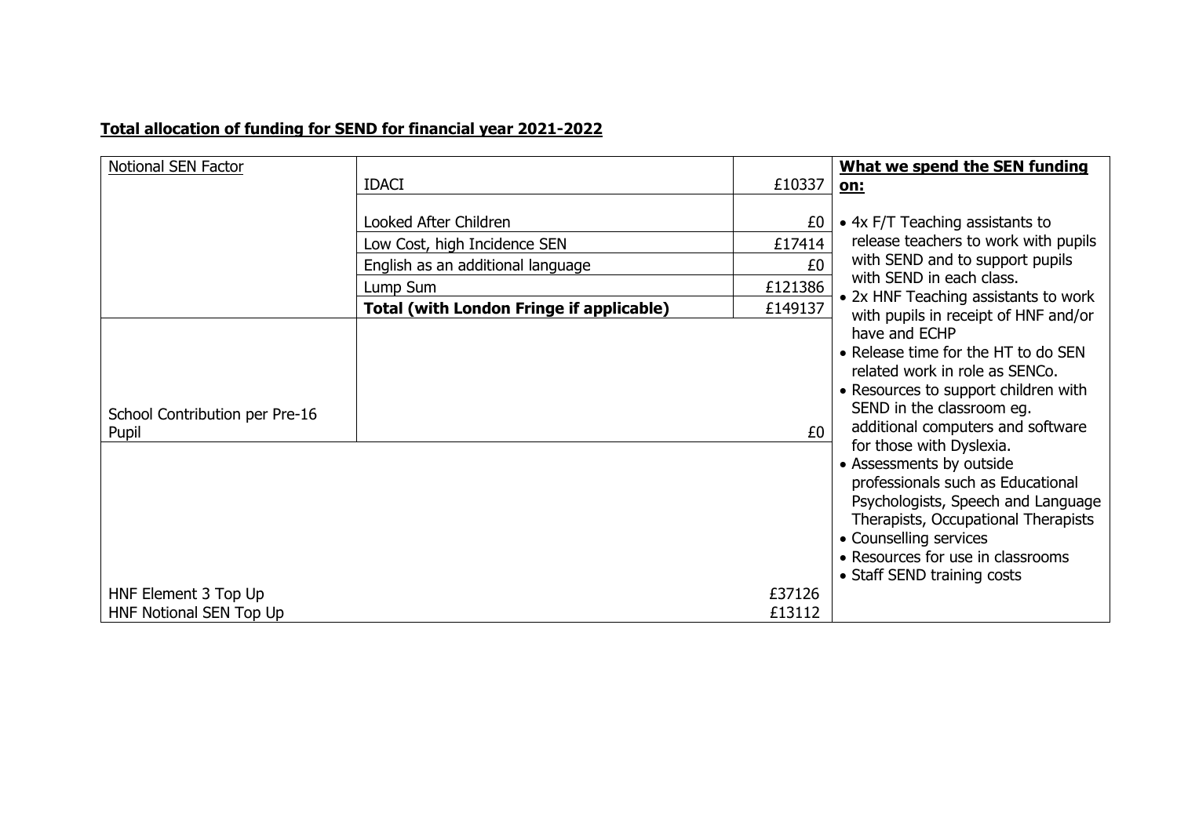**Total allocation of funding for SEND for financial year 2021-2022**

| Notional SEN Factor | | | **What we spend the SEN funding on:** |
|---|---|---|---|
| | IDACI | £10337 | • 4x F/T Teaching assistants to release teachers to work with pupils with SEND and to support pupils with SEND in each class.<br>• 2x HNF Teaching assistants to work with pupils in receipt of HNF and/or have and ECHP<br>• Release time for the HT to do SEN related work in role as SENCo.<br>• Resources to support children with SEND in the classroom eg. additional computers and software for those with Dyslexia.<br>• Assessments by outside professionals such as Educational Psychologists, Speech and Language Therapists, Occupational Therapists<br>• Counselling services<br>• Resources for use in classrooms<br>• Staff SEND training costs |
| | Looked After Children | £0 | |
| | Low Cost, high Incidence SEN | £17414 | |
| | English as an additional language | £0 | |
| | Lump Sum | £121386 | |
| | **Total (with London Fringe if applicable)** | £149137 | |
| School Contribution per Pre-16 Pupil | | £0 | |
| HNF Element 3 Top Up | | £37126 | |
| HNF Notional SEN Top Up | | £13112 | |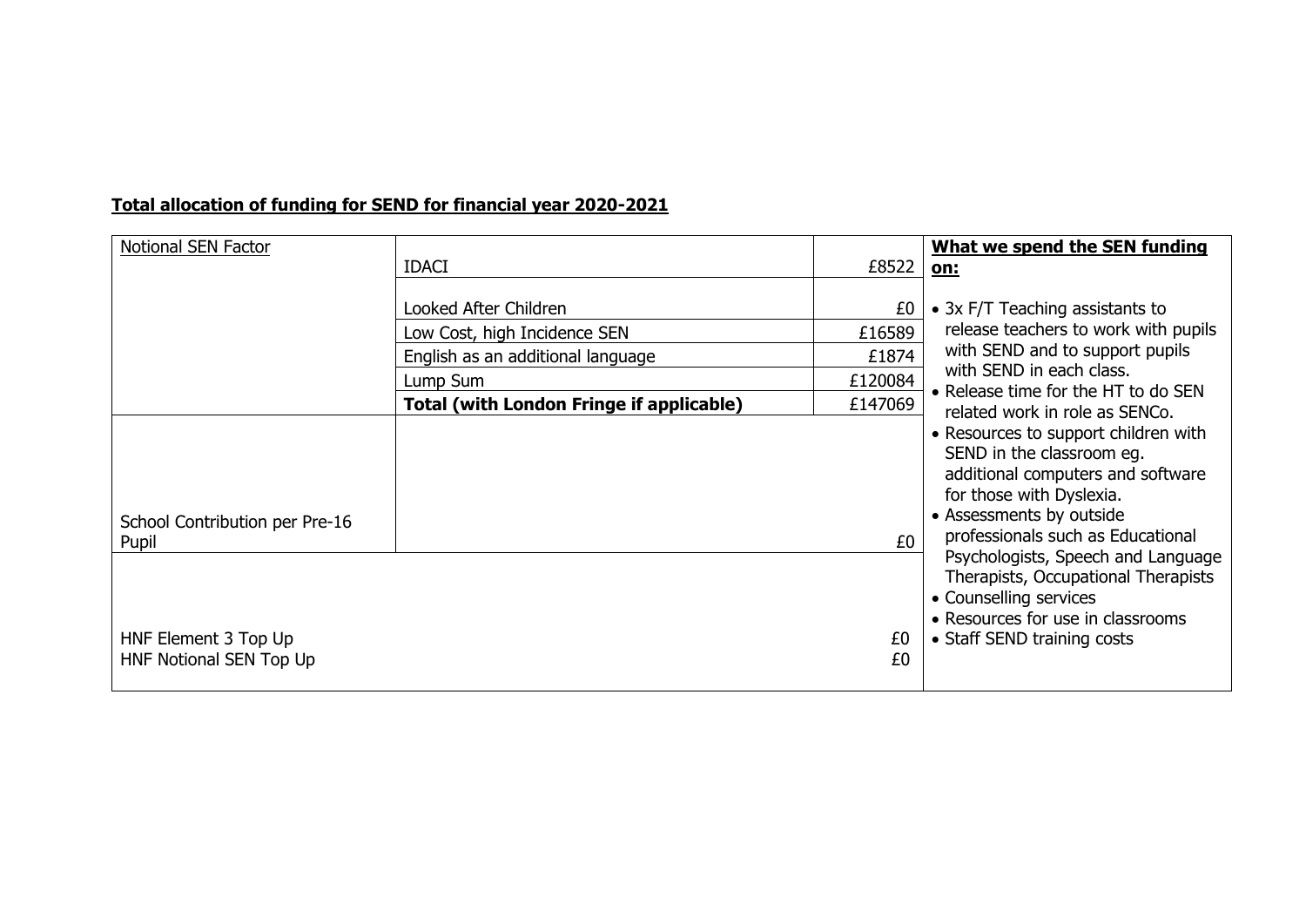**Total allocation of funding for SEND for financial year 2020-2021**

| | | | |
|---|---|---|---|
| Notional SEN Factor | IDACI | £8522 | **What we spend the SEN funding on:** |
| | Looked After Children | £0 | • 3x F/T Teaching assistants to release teachers to work with pupils with SEND and to support pupils with SEND in each class.<br>• Release time for the HT to do SEN related work in role as SENCo.<br>• Resources to support children with SEND in the classroom eg. additional computers and software for those with Dyslexia.<br>• Assessments by outside professionals such as Educational Psychologists, Speech and Language Therapists, Occupational Therapists<br>• Counselling services<br>• Resources for use in classrooms<br>• Staff SEND training costs |
| | Low Cost, high Incidence SEN | £16589 | |
| | English as an additional language | £1874 | |
| | Lump Sum | £120084 | |
| | **Total (with London Fringe if applicable)** | £147069 | |
| School Contribution per Pre-16 Pupil | | £0 | |
| HNF Element 3 Top Up | | £0 | |
| HNF Notional SEN Top Up | | £0 | |